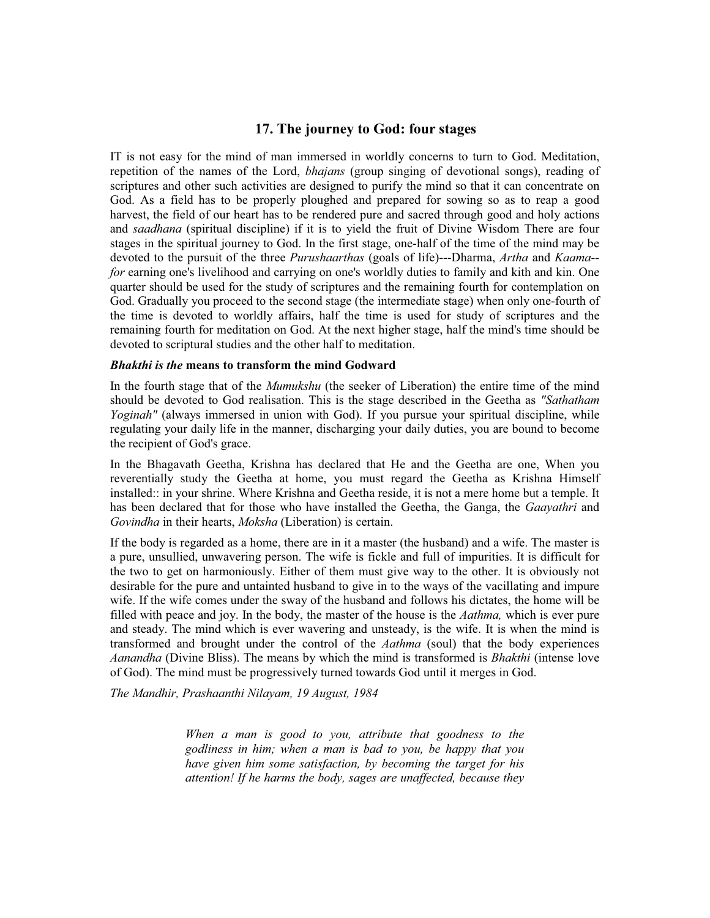## 17. The journey to God: four stages

IT is not easy for the mind of man immersed in worldly concerns to turn to God. Meditation, repetition of the names of the Lord, *bhajans* (group singing of devotional songs), reading of scriptures and other such activities are designed to purify the mind so that it can concentrate on God. As a field has to be properly ploughed and prepared for sowing so as to reap a good harvest, the field of our heart has to be rendered pure and sacred through good and holy actions and *saadhana* (spiritual discipline) if it is to yield the fruit of Divine Wisdom There are four stages in the spiritual journey to God. In the first stage, one-half of the time of the mind may be devoted to the pursuit of the three *Purushaarthas* (goals of life)---Dharma, *Artha* and *Kaama--for* earning one's livelihood and carrying on one's worldly duties to family and kith and kin. One quarter should be used for the study of scriptures and the remaining fourth for contemplation on God. Gradually you proceed to the second stage (the intermediate stage) when only one-fourth of the time is devoted to worldly affairs, half the time is used for study of scriptures and the remaining fourth for meditation on God. At the next higher stage, half the mind's time should be devoted to scriptural studies and the other half to meditation.

### *Bhakthi is the* means to transform the mind Godward

In the fourth stage that of the *Mumukshu* (the seeker of Liberation) the entire time of the mind should be devoted to God realisation. This is the stage described in the Geetha as *"Sathatham Yoginah"* (always immersed in union with God). If you pursue your spiritual discipline, while regulating your daily life in the manner, discharging your daily duties, you are bound to become the recipient of God's grace.

In the Bhagavath Geetha, Krishna has declared that He and the Geetha are one, When you reverentially study the Geetha at home, you must regard the Geetha as Krishna Himself installed:: in your shrine. Where Krishna and Geetha reside, it is not a mere home but a temple. It has been declared that for those who have installed the Geetha, the Ganga, the *Gaayathri* and *Govindha* in their hearts, *Moksha* (Liberation) is certain.

If the body is regarded as a home, there are in it a master (the husband) and a wife. The master is a pure, unsullied, unwavering person. The wife is fickle and full of impurities. It is difficult for the two to get on harmoniously. Either of them must give way to the other. It is obviously not desirable for the pure and untainted husband to give in to the ways of the vacillating and impure wife. If the wife comes under the sway of the husband and follows his dictates, the home will be filled with peace and joy. In the body, the master of the house is the *Aathma,* which is ever pure and steady. The mind which is ever wavering and unsteady, is the wife. It is when the mind is transformed and brought under the control of the *Aathma* (soul) that the body experiences *Aanandha* (Divine Bliss). The means by which the mind is transformed is *Bhakthi* (intense love of God). The mind must be progressively turned towards God until it merges in God.

*The Mandhir, Prashaanthi Nilayam, 19 August, 1984*

> *When a man is good to you, attribute that goodness to the godliness in him; when a man is bad to you, be happy that you have given him some satisfaction, by becoming the target for his attention! If he harms the body, sages are unaffected, because they*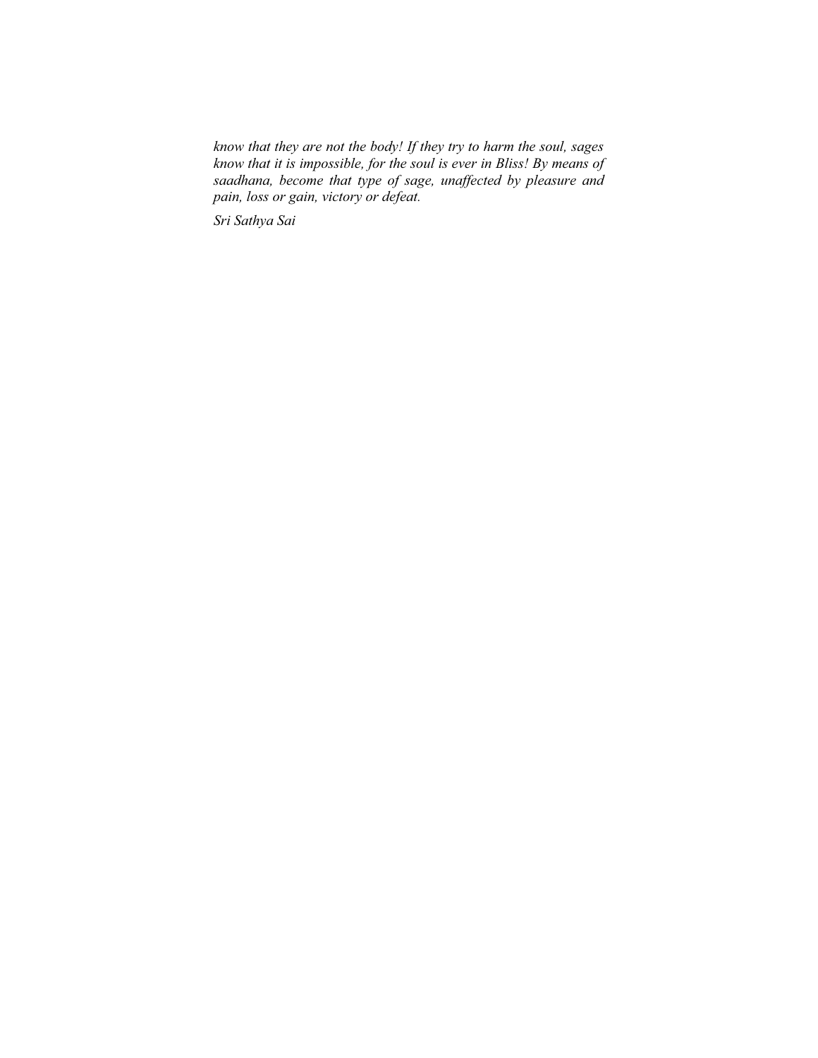*know that they are not the body! If they try to harm the soul, sages know that it is impossible, for the soul is ever in Bliss! By means of saadhana, become that type of sage, unaffected by pleasure and pain, loss or gain, victory or defeat.*

*Sri Sathya Sai*